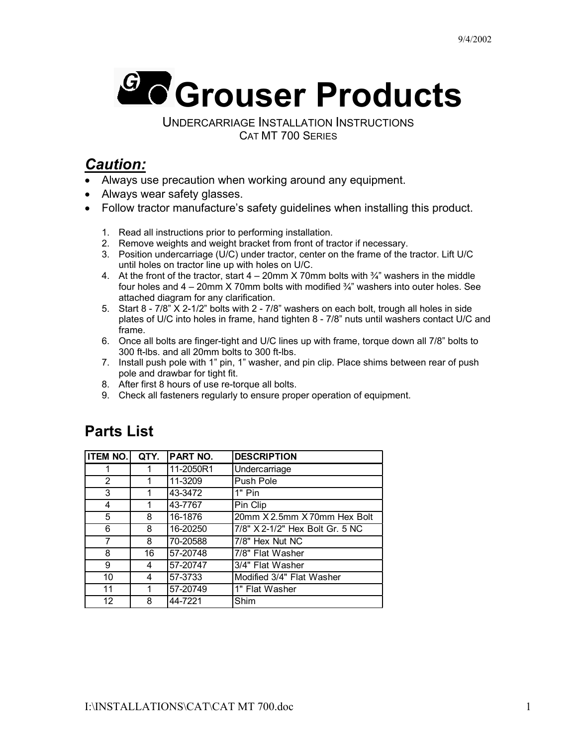# Grouser Products

UNDERCARRIAGE INSTALLATION INSTRUCTIONS
CAT MT 700 SERIES

## *Caution:*

- Always use precaution when working around any equipment.
- Always wear safety glasses.
- Follow tractor manufacture's safety guidelines when installing this product.

1. Read all instructions prior to performing installation.
2. Remove weights and weight bracket from front of tractor if necessary.
3. Position undercarriage (U/C) under tractor, center on the frame of the tractor. Lift U/C until holes on tractor line up with holes on U/C.
4. At the front of the tractor, start 4 – 20mm X 70mm bolts with ¾" washers in the middle four holes and 4 – 20mm X 70mm bolts with modified ¾" washers into outer holes. See attached diagram for any clarification.
5. Start 8 - 7/8" X 2-1/2" bolts with 2 - 7/8" washers on each bolt, trough all holes in side plates of U/C into holes in frame, hand tighten 8 - 7/8" nuts until washers contact U/C and frame.
6. Once all bolts are finger-tight and U/C lines up with frame, torque down all 7/8" bolts to 300 ft-lbs. and all 20mm bolts to 300 ft-lbs.
7. Install push pole with 1" pin, 1" washer, and pin clip. Place shims between rear of push pole and drawbar for tight fit.
8. After first 8 hours of use re-torque all bolts.
9. Check all fasteners regularly to ensure proper operation of equipment.

## Parts List

| ITEM NO. | QTY. | PART NO. | DESCRIPTION |
|---|---|---|---|
| 1 | 1 | 11-2050R1 | Undercarriage |
| 2 | 1 | 11-3209 | Push Pole |
| 3 | 1 | 43-3472 | 1" Pin |
| 4 | 1 | 43-7767 | Pin Clip |
| 5 | 8 | 16-1876 | 20mm X 2.5mm X 70mm Hex Bolt |
| 6 | 8 | 16-20250 | 7/8" X 2-1/2" Hex Bolt Gr. 5 NC |
| 7 | 8 | 70-20588 | 7/8" Hex Nut NC |
| 8 | 16 | 57-20748 | 7/8" Flat Washer |
| 9 | 4 | 57-20747 | 3/4" Flat Washer |
| 10 | 4 | 57-3733 | Modified 3/4" Flat Washer |
| 11 | 1 | 57-20749 | 1" Flat Washer |
| 12 | 8 | 44-7221 | Shim |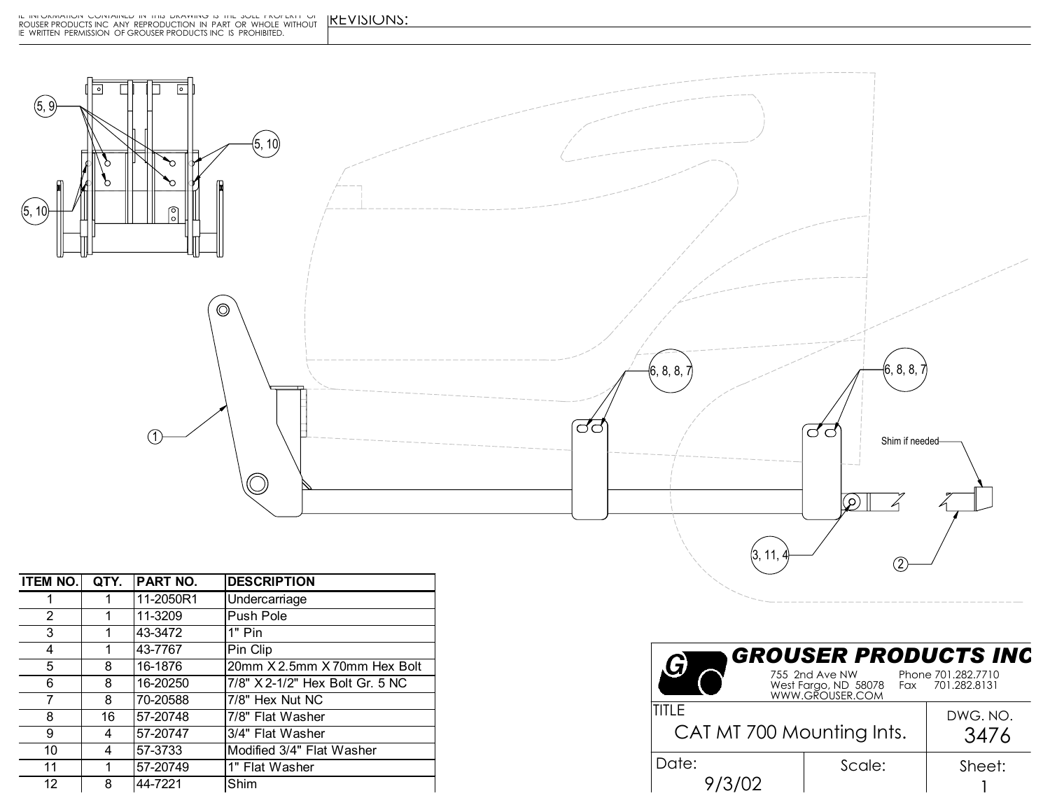THE INFORMATION CONTAINED IN THIS DRAWING IS THE SOLE PROPERTY OF GROUSER PRODUCTS INC ANY REPRODUCTION IN PART OR WHOLE WITHOUT THE WRITTEN PERMISSION OF GROUSER PRODUCTS INC IS PROHIBITED.

REVISIONS:

5, 9

5, 10

5, 10

1

6, 8, 8, 7

6, 8, 8, 7

Shim if needed

3, 11, 4

2

| ITEM NO. | QTY. | PART NO. | DESCRIPTION |
|---|---|---|---|
| 1 | 1 | 11-2050R1 | Undercarriage |
| 2 | 1 | 11-3209 | Push Pole |
| 3 | 1 | 43-3472 | 1" Pin |
| 4 | 1 | 43-7767 | Pin Clip |
| 5 | 8 | 16-1876 | 20mm X 2.5mm X 70mm Hex Bolt |
| 6 | 8 | 16-20250 | 7/8" X 2-1/2" Hex Bolt Gr. 5 NC |
| 7 | 8 | 70-20588 | 7/8" Hex Nut NC |
| 8 | 16 | 57-20748 | 7/8" Flat Washer |
| 9 | 4 | 57-20747 | 3/4" Flat Washer |
| 10 | 4 | 57-3733 | Modified 3/4" Flat Washer |
| 11 | 1 | 57-20749 | 1" Flat Washer |
| 12 | 8 | 44-7221 | Shim |

**GROUSER PRODUCTS INC**
755 2nd Ave NW
West Fargo, ND 58078
WWW.GROUSER.COM
Phone 701.282.7710
Fax 701.282.8131

| TITLE | | DWG. NO. |
|---|---|---|
| CAT MT 700 Mounting Ints. | | 3476 |
| Date: 9/3/02 | Scale: | Sheet: 1 |